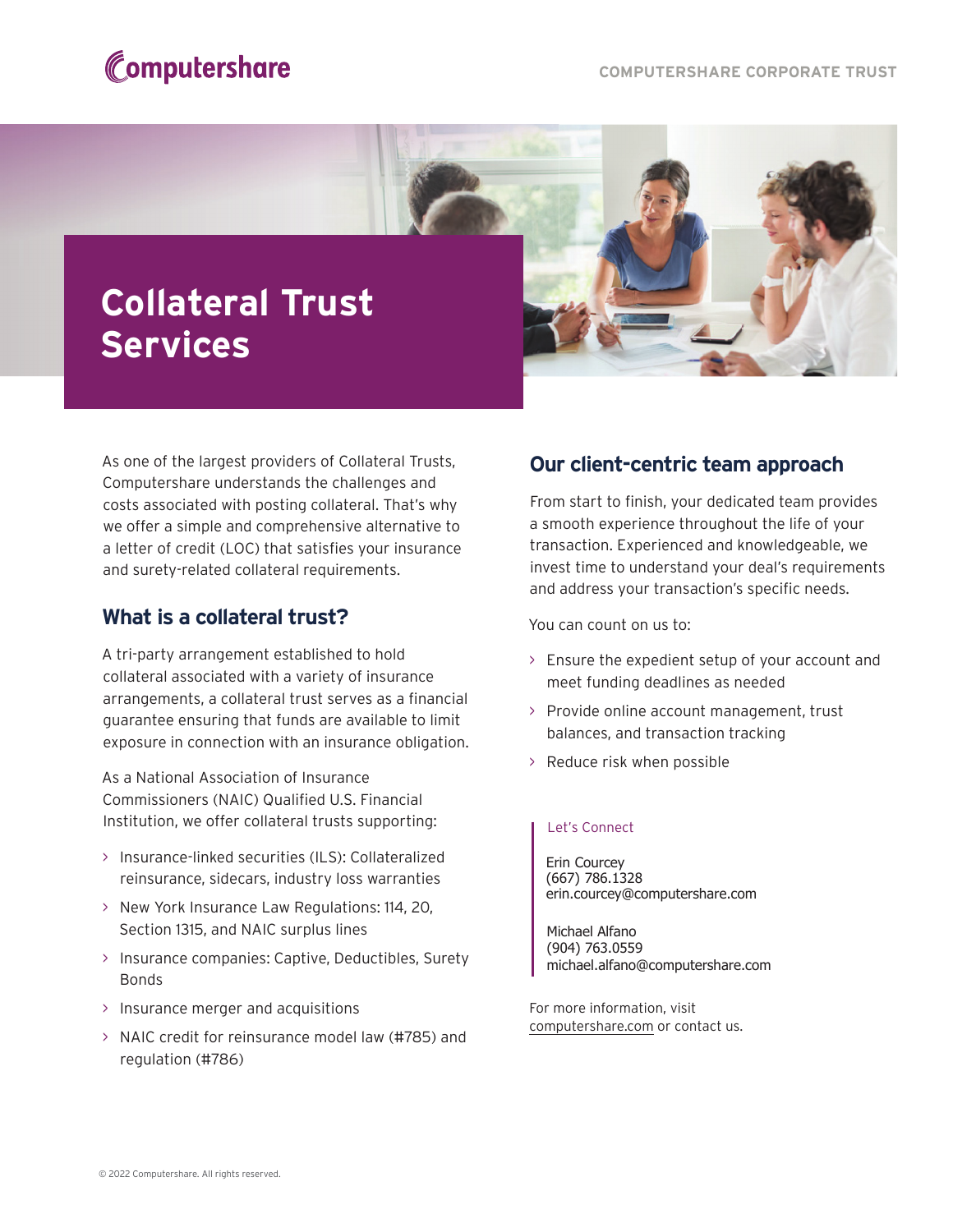COMPUTERSHARE CORPORATE TRUST

# Collateral Trust Services

As one of the largest providers of Collateral Trusts, Computershare understands the challenges and costs associated with posting collateral. That's why we offer a simple and comprehensive alternative to a letter of credit (LOC) that satisfies your insurance and surety-related collateral requirements.

## What is a collateral trust?

A tri-party arrangement established to hold collateral associated with a variety of insurance arrangements, a collateral trust serves as a financial guarantee ensuring that funds are available to limit exposure in connection with an insurance obligation.

As a National Association of Insurance Commissioners (NAIC) Qualified U.S. Financial Institution, we offer collateral trusts supporting:

- Insurance-linked securities (ILS): Collateralized reinsurance, sidecars, industry loss warranties
- New York Insurance Law Regulations: 114, 20, Section 1315, and NAIC surplus lines
- Insurance companies: Captive, Deductibles, Surety Bonds
- Insurance merger and acquisitions
- NAIC credit for reinsurance model law (#785) and regulation (#786)

## Our client-centric team approach

From start to finish, your dedicated team provides a smooth experience throughout the life of your transaction. Experienced and knowledgeable, we invest time to understand your deal's requirements and address your transaction's specific needs.

You can count on us to:

- Ensure the expedient setup of your account and meet funding deadlines as needed
- Provide online account management, trust balances, and transaction tracking
- Reduce risk when possible

Let's Connect

Erin Courcey
(667) 786.1328
erin.courcey@computershare.com

Michael Alfano
(904) 763.0559
michael.alfano@computershare.com

For more information, visit computershare.com or contact us.

© 2022 Computershare. All rights reserved.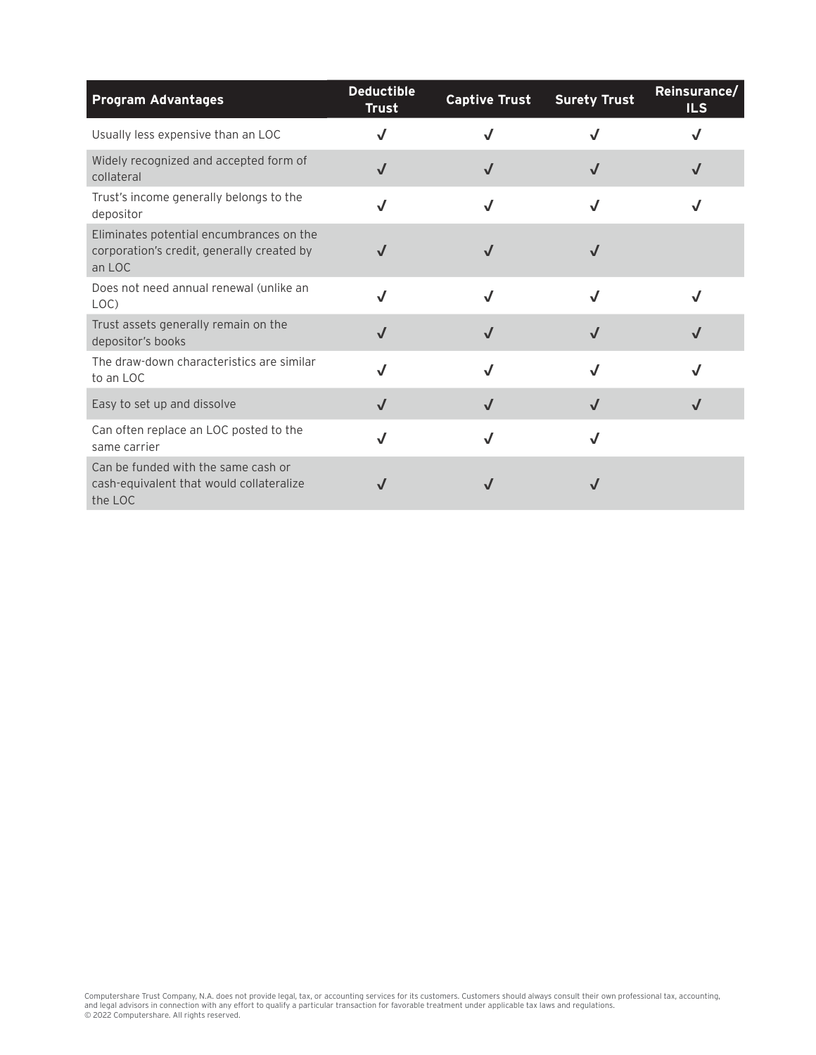| Program Advantages | Deductible Trust | Captive Trust | Surety Trust | Reinsurance/ ILS |
|---|---|---|---|---|
| Usually less expensive than an LOC | ✓ | ✓ | ✓ | ✓ |
| Widely recognized and accepted form of collateral | ✓ | ✓ | ✓ | ✓ |
| Trust's income generally belongs to the depositor | ✓ | ✓ | ✓ | ✓ |
| Eliminates potential encumbrances on the corporation's credit, generally created by an LOC | ✓ | ✓ | ✓ | |
| Does not need annual renewal (unlike an LOC) | ✓ | ✓ | ✓ | ✓ |
| Trust assets generally remain on the depositor's books | ✓ | ✓ | ✓ | ✓ |
| The draw-down characteristics are similar to an LOC | ✓ | ✓ | ✓ | ✓ |
| Easy to set up and dissolve | ✓ | ✓ | ✓ | ✓ |
| Can often replace an LOC posted to the same carrier | ✓ | ✓ | ✓ | |
| Can be funded with the same cash or cash-equivalent that would collateralize the LOC | ✓ | ✓ | ✓ | |

Computershare Trust Company, N.A. does not provide legal, tax, or accounting services for its customers. Customers should always consult their own professional tax, accounting, and legal advisors in connection with any effort to qualify a particular transaction for favorable treatment under applicable tax laws and regulations.
© 2022 Computershare. All rights reserved.